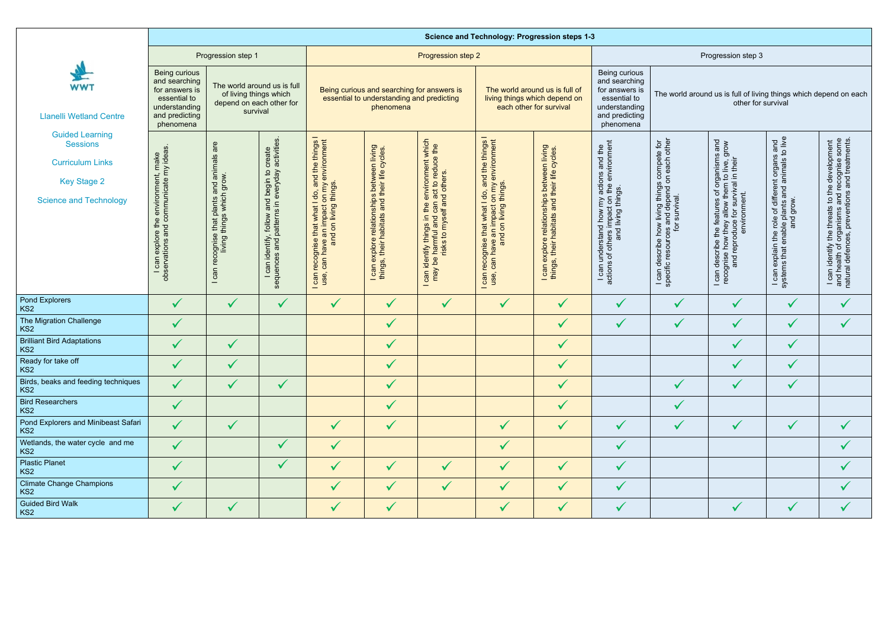WWT

Llanelli Wetland Centre

Guided Learning Sessions

Curriculum Links

Key Stage 2

Science and Technology

| | Science and Technology: Progression steps 1-3 | | | | | | | | | | | | |
|---|---|---|---|---|---|---|---|---|---|---|---|---|---|
| | Progression step 1 | | | Progression step 2 | | | | | Progression step 3 | | | | |
| | Being curious and searching for answers is essential to understanding and predicting phenomena | The world around us is full of living things which depend on each other for survival | | Being curious and searching for answers is essential to understanding and predicting phenomena | | | The world around us is full of living things which depend on each other for survival | | Being curious and searching for answers is essential to understanding and predicting phenomena | The world around us is full of living things which depend on each other for survival | | | |
| | I can explore the environment, make observations and communicate my ideas. | I can recognise that plants and animals are living things which grow. | I can identify, follow and begin to create sequences and patterns in everyday activities. | I can recognise that what I do, and the things I use, can have an impact on my environment and on living things. | I can explore relationships between living things, their habitats and their life cycles. | I can identify things in the environment which may be harmful and can act to reduce the risks to myself and others. | I can recognise that what I do, and the things I use, can have an impact on my environment and on living things. | I can explore relationships between living things, their habitats and their life cycles. | I can understand how my actions and the actions of others impact on the environment and living things. | I can describe how living things compete for specific resources and depend on each other for survival. | I can describe the features of organisms and recognise how they allow them to live, grow and reproduce for survival in their environment. | I can explain the role of different organs and systems that enable plants and animals to live and grow. | I can identify the threats to the development and health of organisms and recognise some natural defences, preventions and treatments. |
| Pond Explorers KS2 | ✓ | ✓ | ✓ | ✓ | ✓ | ✓ | ✓ | ✓ | ✓ | ✓ | ✓ | ✓ | ✓ |
| The Migration Challenge KS2 | ✓ | | | | ✓ | | | ✓ | ✓ | ✓ | ✓ | ✓ | ✓ |
| Brilliant Bird Adaptations KS2 | ✓ | ✓ | | | ✓ | | | ✓ | | | ✓ | ✓ | |
| Ready for take off KS2 | ✓ | ✓ | | | ✓ | | | ✓ | | | ✓ | ✓ | |
| Birds, beaks and feeding techniques KS2 | ✓ | ✓ | ✓ | | ✓ | | | ✓ | | ✓ | ✓ | ✓ | |
| Bird Researchers KS2 | ✓ | | | | ✓ | | | ✓ | | ✓ | | | |
| Pond Explorers and Minibeast Safari KS2 | ✓ | ✓ | | ✓ | ✓ | | ✓ | ✓ | ✓ | ✓ | ✓ | ✓ | ✓ |
| Wetlands, the water cycle and me KS2 | ✓ | | ✓ | ✓ | | | ✓ | | ✓ | | | | ✓ |
| Plastic Planet KS2 | ✓ | | ✓ | ✓ | ✓ | ✓ | ✓ | ✓ | ✓ | | | | ✓ |
| Climate Change Champions KS2 | ✓ | | | ✓ | ✓ | ✓ | ✓ | ✓ | ✓ | | | | ✓ |
| Guided Bird Walk KS2 | ✓ | ✓ | | ✓ | ✓ | | ✓ | ✓ | ✓ | | ✓ | ✓ | ✓ |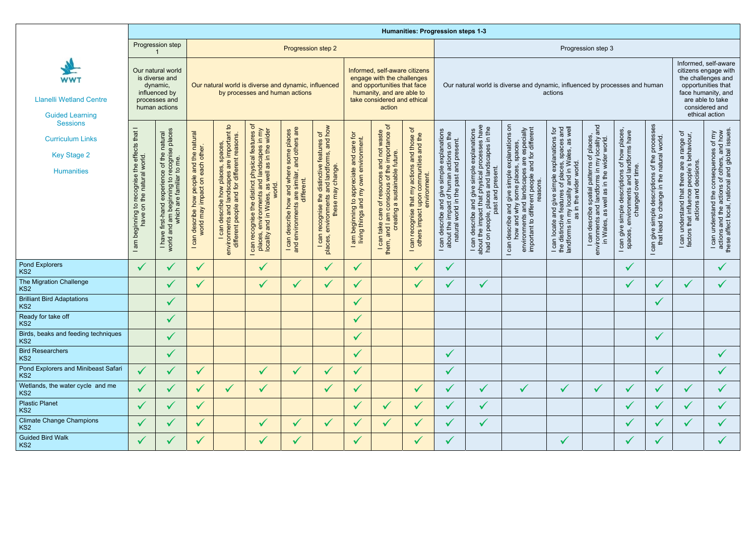**Llanelli Wetland Centre**

**Guided Learning Sessions**

**Curriculum Links**

**Key Stage 2**

**Humanities**

| | Humanities: Progression steps 1-3 | | | | | | | | | | | | | | | | | | |
|---|---|---|---|---|---|---|---|---|---|---|---|---|---|---|---|---|---|---|---|
| | Progression step 1 | | Progression step 2 | | | | | | | | Progression step 3 | | | | | | | | |
| | Our natural world is diverse and dynamic, influenced by processes and human actions | | Our natural world is diverse and dynamic, influenced by processes and human actions | | | | | Informed, self-aware citizens engage with the challenges and opportunities that face humanity, and are able to take considered and ethical action | | | Our natural world is diverse and dynamic, influenced by processes and human actions | | | | | | | Informed, self-aware citizens engage with the challenges and opportunities that face humanity, and are able to take considered and ethical action | |
| | I am beginning to recognise the effects that I have on the natural world. | I have first-hand experience of the natural world and am beginning to recognise places which are familiar to me. | I can describe how people and the natural world may impact on each other. | I can describe how places, spaces, environments and landscapes are important to different people and for different reasons. | I can recognise the distinct physical features of places, environments and landscapes in my locality and in Wales, as well as in the wider world. | I can describe how and where some places and environments are similar, and others are different. | I can recognise the distinctive features of places, environments, and landforms, and how these may change. | I am beginning to appreciate and care for living things and my own environment. | I can take care of resources and not waste them, and I am conscious of the importance of creating a sustainable future. | I can recognise that my actions and those of others impact upon communities and the environment. | I can describe and give simple explanations about the impact of human actions on the natural world in the past and present. | I can describe and give simple explanations about the impact that physical processes have had on people, places and landscapes in the past and present. | I can describe and give simple explanations on how and why some places, spaces, environments and landscapes are especially important to different people and for different reasons. | I can locate and give simple explanations for the distinctive features of places, spaces and landforms in my locality and in Wales, as well as in the wider world. | I can describe spatial patterns of places, environments and landforms in my locality and in Wales, as well as in the wider world. | I can give simple descriptions of how places, spaces, environments and landforms have changed over time. | I can give simple descriptions of the processes that lead to change in the natural world. | I can understand that there are a range of factors that influence people's behaviour, actions and decisions. | I can understand the consequences of my actions and the actions of others, and how these affect local, national and global issues. |
| Pond Explorers KS2 | ✓ | ✓ | ✓ | | ✓ | | ✓ | ✓ | | ✓ | ✓ | | | | | ✓ | | | ✓ |
| The Migration Challenge KS2 | | ✓ | ✓ | | ✓ | ✓ | ✓ | ✓ | | ✓ | ✓ | ✓ | | | | ✓ | ✓ | ✓ | ✓ |
| Brilliant Bird Adaptations KS2 | | ✓ | | | | | | ✓ | | | | | | | | | ✓ | | |
| Ready for take off KS2 | | ✓ | | | | | | ✓ | | | | | | | | | | | |
| Birds, beaks and feeding techniques KS2 | | ✓ | | | | | | ✓ | | | | | | | | | ✓ | | |
| Bird Researchers KS2 | | ✓ | | | | | | ✓ | | | ✓ | | | | | | | | ✓ |
| Pond Explorers and Minibeast Safari KS2 | ✓ | ✓ | ✓ | | ✓ | ✓ | ✓ | ✓ | | | ✓ | | | | | | ✓ | | ✓ |
| Wetlands, the water cycle and me KS2 | ✓ | ✓ | ✓ | ✓ | ✓ | | ✓ | ✓ | | ✓ | ✓ | ✓ | ✓ | ✓ | ✓ | ✓ | ✓ | ✓ | ✓ |
| Plastic Planet KS2 | ✓ | ✓ | ✓ | | | | | ✓ | ✓ | ✓ | ✓ | ✓ | | | | ✓ | ✓ | ✓ | ✓ |
| Climate Change Champions KS2 | ✓ | ✓ | ✓ | | ✓ | ✓ | ✓ | ✓ | ✓ | ✓ | ✓ | ✓ | | | | ✓ | ✓ | ✓ | ✓ |
| Guided Bird Walk KS2 | ✓ | ✓ | ✓ | | ✓ | ✓ | | ✓ | | ✓ | ✓ | | | ✓ | | ✓ | ✓ | | ✓ |